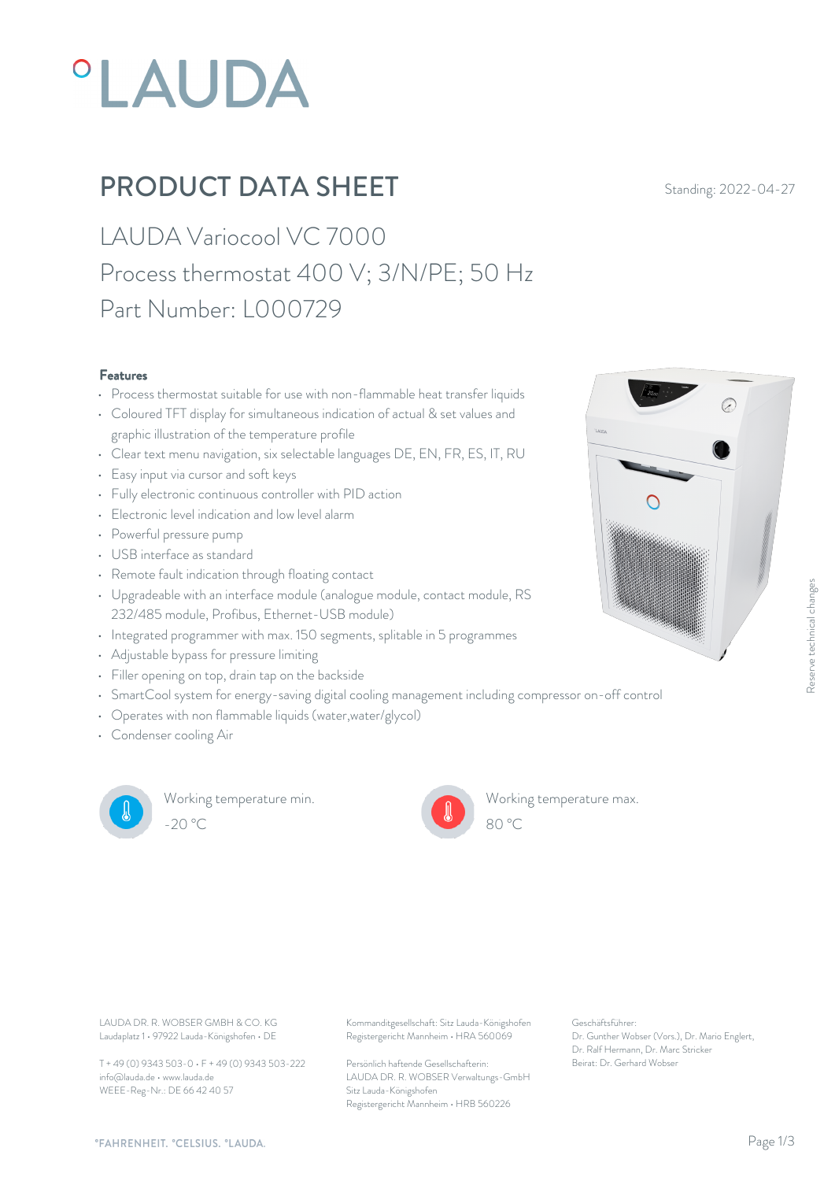# PRODUCT DATA SHEET

Standing: 2022-04-27

## LAUDA Variocool VC 7000
## Process thermostat 400 V; 3/N/PE; 50 Hz
## Part Number: L000729

### Features

- Process thermostat suitable for use with non-flammable heat transfer liquids
- Coloured TFT display for simultaneous indication of actual & set values and graphic illustration of the temperature profile
- Clear text menu navigation, six selectable languages DE, EN, FR, ES, IT, RU
- Easy input via cursor and soft keys
- Fully electronic continuous controller with PID action
- Electronic level indication and low level alarm
- Powerful pressure pump
- USB interface as standard
- Remote fault indication through floating contact
- Upgradeable with an interface module (analogue module, contact module, RS 232/485 module, Profibus, Ethernet-USB module)
- Integrated programmer with max. 150 segments, splitable in 5 programmes
- Adjustable bypass for pressure limiting
- Filler opening on top, drain tap on the backside
- SmartCool system for energy-saving digital cooling management including compressor on-off control
- Operates with non flammable liquids (water,water/glycol)
- Condenser cooling Air

Working temperature min.
-20 °C

Working temperature max.
80 °C

Reserve technical changes

LAUDA DR. R. WOBSER GMBH & CO. KG
Laudaplatz 1 • 97922 Lauda-Königshofen • DE

T + 49 (0) 9343 503-0 • F + 49 (0) 9343 503-222
info@lauda.de • www.lauda.de
WEEE-Reg-Nr.: DE 66 42 40 57

Kommanditgesellschaft: Sitz Lauda-Königshofen
Registergericht Mannheim • HRA 560069

Persönlich haftende Gesellschafterin:
LAUDA DR. R. WOBSER Verwaltungs-GmbH
Sitz Lauda-Königshofen
Registergericht Mannheim • HRB 560226

Geschäftsführer:
Dr. Gunther Wobser (Vors.), Dr. Mario Englert, Dr. Ralf Hermann, Dr. Marc Stricker
Beirat: Dr. Gerhard Wobser

°FAHRENHEIT. °CELSIUS. °LAUDA.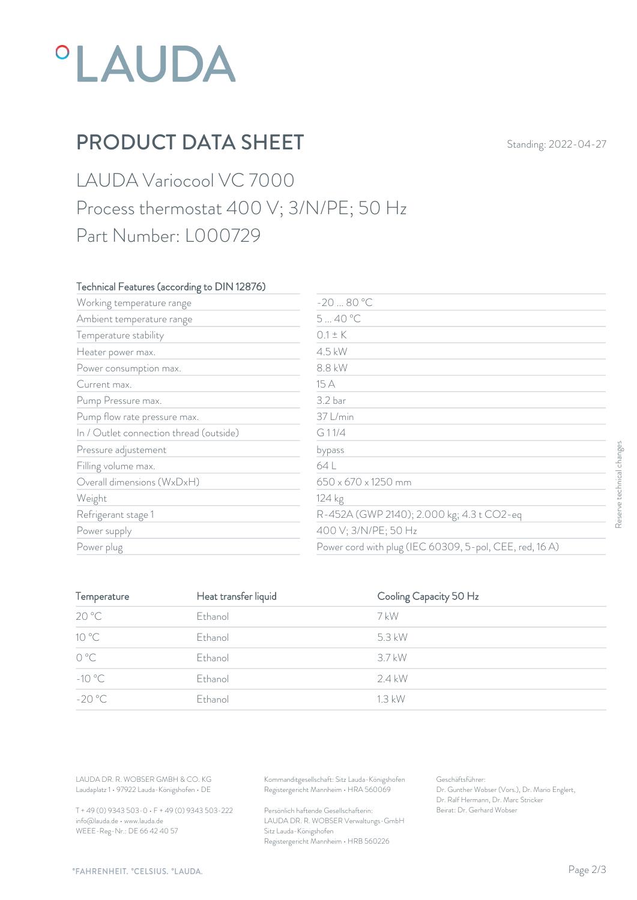# PRODUCT DATA SHEET

Standing: 2022-04-27

## LAUDA Variocool VC 7000

## Process thermostat 400 V; 3/N/PE; 50 Hz

## Part Number: L000729

| Technical Features (according to DIN 12876) | |
|---|---|
| Working temperature range | -20 ... 80 °C |
| Ambient temperature range | 5 ... 40 °C |
| Temperature stability | 0.1 ± K |
| Heater power max. | 4.5 kW |
| Power consumption max. | 8.8 kW |
| Current max. | 15 A |
| Pump Pressure max. | 3.2 bar |
| Pump flow rate pressure max. | 37 L/min |
| In / Outlet connection thread (outside) | G 1 1/4 |
| Pressure adjustement | bypass |
| Filling volume max. | 64 L |
| Overall dimensions (WxDxH) | 650 x 670 x 1250 mm |
| Weight | 124 kg |
| Refrigerant stage 1 | R-452A (GWP 2140); 2.000 kg; 4.3 t CO2-eq |
| Power supply | 400 V; 3/N/PE; 50 Hz |
| Power plug | Power cord with plug (IEC 60309, 5-pol, CEE, red, 16 A) |

Reserve technical changes

| Temperature | Heat transfer liquid | Cooling Capacity 50 Hz |
|---|---|---|
| 20 °C | Ethanol | 7 kW |
| 10 °C | Ethanol | 5.3 kW |
| 0 °C | Ethanol | 3.7 kW |
| -10 °C | Ethanol | 2.4 kW |
| -20 °C | Ethanol | 1.3 kW |

LAUDA DR. R. WOBSER GMBH & CO. KG
Laudaplatz 1 • 97922 Lauda-Königshofen • DE

T + 49 (0) 9343 503-0 • F + 49 (0) 9343 503-222
info@lauda.de • www.lauda.de
WEEE-Reg-Nr.: DE 66 42 40 57

Kommanditgesellschaft: Sitz Lauda-Königshofen
Registergericht Mannheim • HRA 560069

Persönlich haftende Gesellschafterin:
LAUDA DR. R. WOBSER Verwaltungs-GmbH
Sitz Lauda-Königshofen
Registergericht Mannheim • HRB 560226

Geschäftsführer:
Dr. Gunther Wobser (Vors.), Dr. Mario Englert, Dr. Ralf Hermann, Dr. Marc Stricker
Beirat: Dr. Gerhard Wobser

°FAHRENHEIT. °CELSIUS. °LAUDA.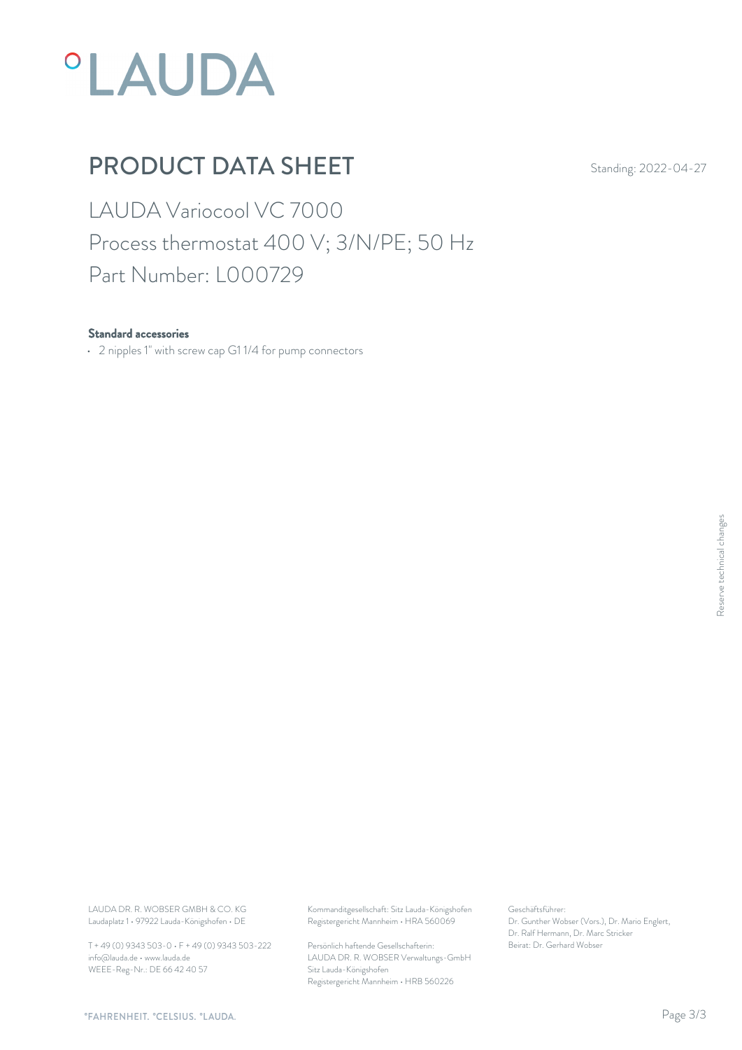# PRODUCT DATA SHEET

Standing: 2022-04-27

LAUDA Variocool VC 7000
Process thermostat 400 V; 3/N/PE; 50 Hz
Part Number: L000729

**Standard accessories**

- 2 nipples 1" with screw cap G1 1/4 for pump connectors

Reserve technical changes

LAUDA DR. R. WOBSER GMBH & CO. KG
Laudaplatz 1 • 97922 Lauda-Königshofen • DE

T + 49 (0) 9343 503-0 • F + 49 (0) 9343 503-222
info@lauda.de • www.lauda.de
WEEE-Reg-Nr.: DE 66 42 40 57

Kommanditgesellschaft: Sitz Lauda-Königshofen
Registergericht Mannheim • HRA 560069

Persönlich haftende Gesellschafterin:
LAUDA DR. R. WOBSER Verwaltungs-GmbH
Sitz Lauda-Königshofen
Registergericht Mannheim • HRB 560226

Geschäftsführer:
Dr. Gunther Wobser (Vors.), Dr. Mario Englert,
Dr. Ralf Hermann, Dr. Marc Stricker
Beirat: Dr. Gerhard Wobser

°FAHRENHEIT. °CELSIUS. °LAUDA.